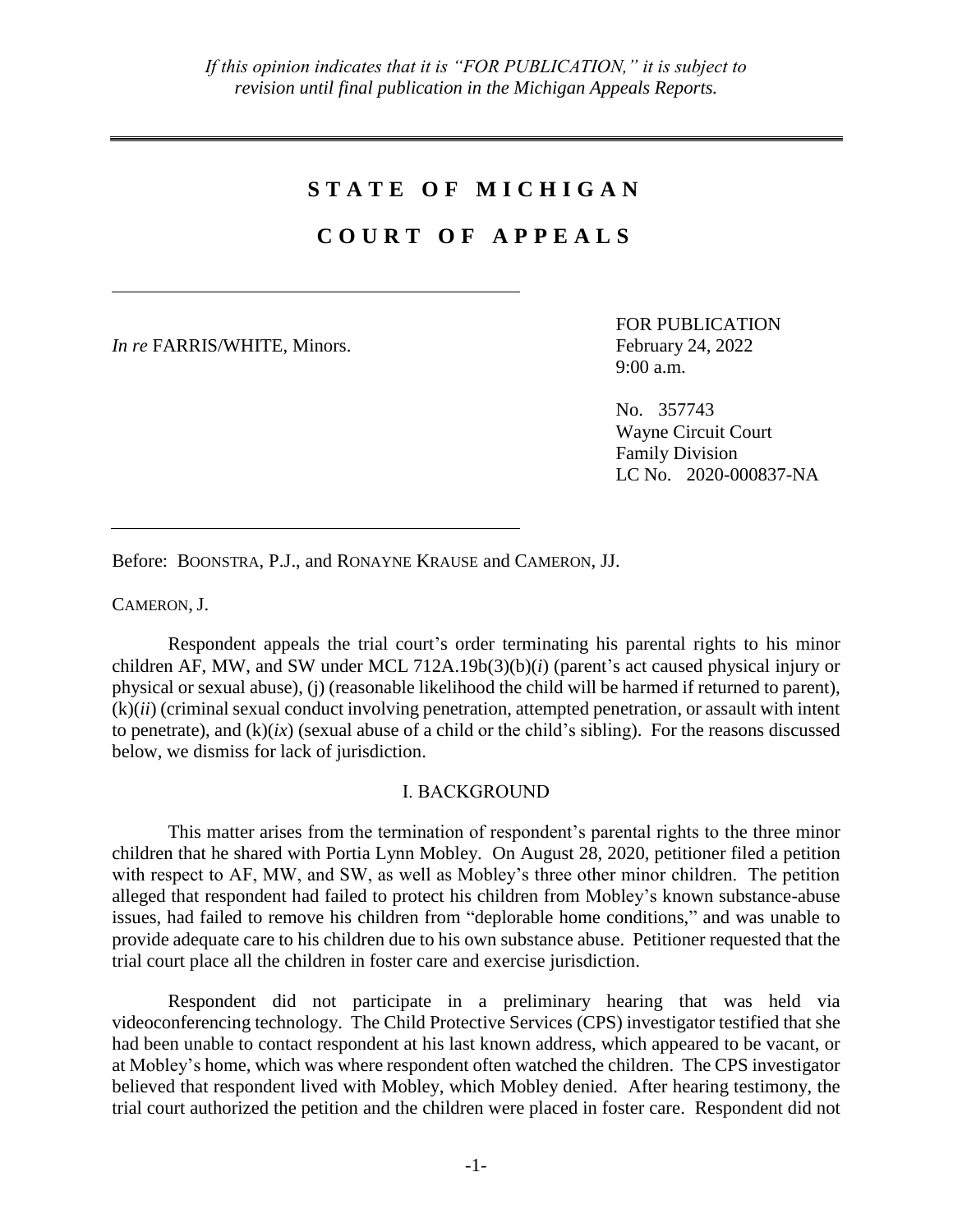*If this opinion indicates that it is "FOR PUBLICATION," it is subject to revision until final publication in the Michigan Appeals Reports.*

---

# STATE OF MICHIGAN

# COURT OF APPEALS

---

*In re* FARRIS/WHITE, Minors.

FOR PUBLICATION
February 24, 2022
9:00 a.m.

No. 357743
Wayne Circuit Court
Family Division
LC No. 2020-000837-NA

---

Before: BOONSTRA, P.J., and RONAYNE KRAUSE and CAMERON, JJ.

CAMERON, J.

Respondent appeals the trial court's order terminating his parental rights to his minor children AF, MW, and SW under MCL 712A.19b(3)(b)(*i*) (parent's act caused physical injury or physical or sexual abuse), (j) (reasonable likelihood the child will be harmed if returned to parent), (k)(*ii*) (criminal sexual conduct involving penetration, attempted penetration, or assault with intent to penetrate), and (k)(*ix*) (sexual abuse of a child or the child's sibling). For the reasons discussed below, we dismiss for lack of jurisdiction.

## I. BACKGROUND

This matter arises from the termination of respondent's parental rights to the three minor children that he shared with Portia Lynn Mobley. On August 28, 2020, petitioner filed a petition with respect to AF, MW, and SW, as well as Mobley's three other minor children. The petition alleged that respondent had failed to protect his children from Mobley's known substance-abuse issues, had failed to remove his children from "deplorable home conditions," and was unable to provide adequate care to his children due to his own substance abuse. Petitioner requested that the trial court place all the children in foster care and exercise jurisdiction.

Respondent did not participate in a preliminary hearing that was held via videoconferencing technology. The Child Protective Services (CPS) investigator testified that she had been unable to contact respondent at his last known address, which appeared to be vacant, or at Mobley's home, which was where respondent often watched the children. The CPS investigator believed that respondent lived with Mobley, which Mobley denied. After hearing testimony, the trial court authorized the petition and the children were placed in foster care. Respondent did not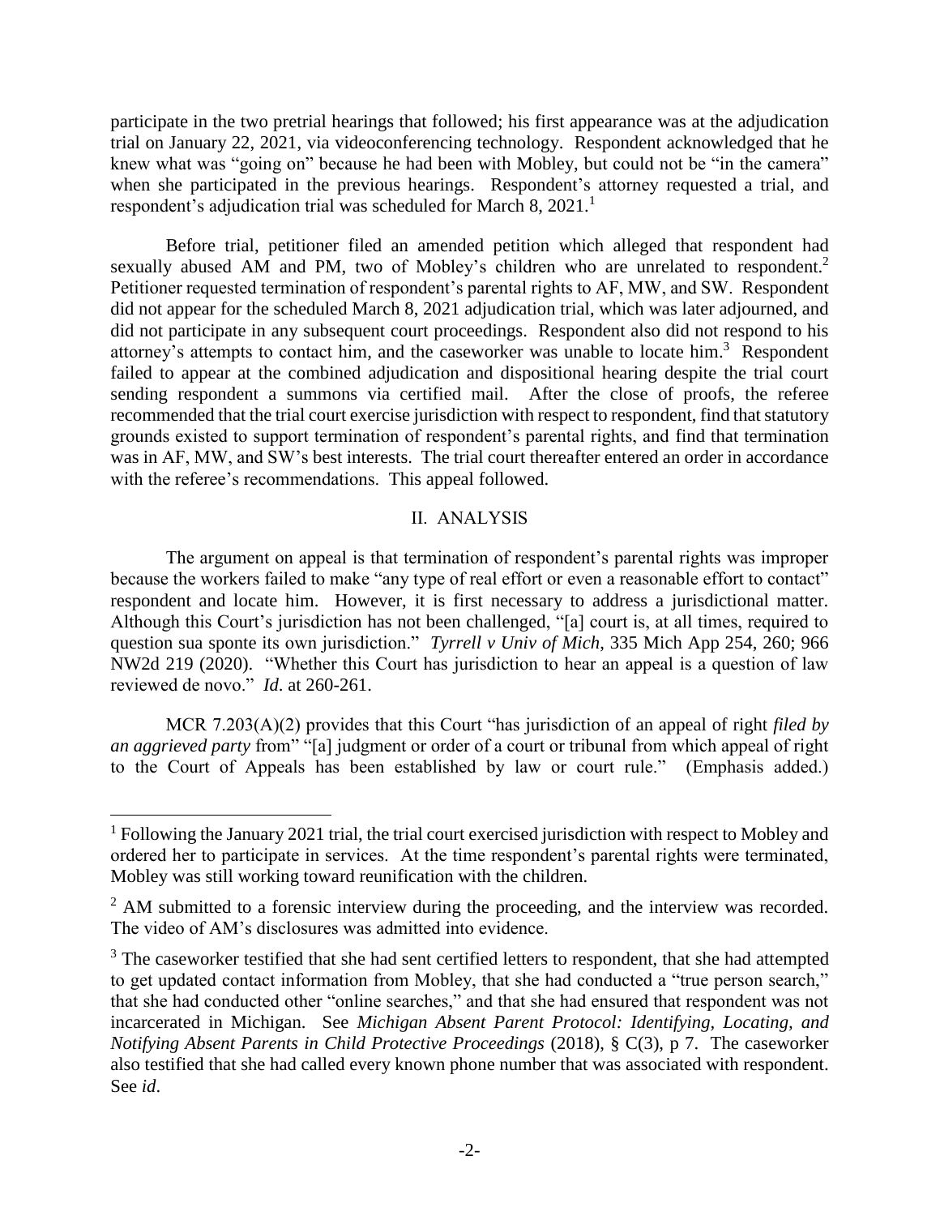participate in the two pretrial hearings that followed; his first appearance was at the adjudication trial on January 22, 2021, via videoconferencing technology. Respondent acknowledged that he knew what was "going on" because he had been with Mobley, but could not be "in the camera" when she participated in the previous hearings. Respondent's attorney requested a trial, and respondent's adjudication trial was scheduled for March 8, 2021.[1]

Before trial, petitioner filed an amended petition which alleged that respondent had sexually abused AM and PM, two of Mobley's children who are unrelated to respondent.[2] Petitioner requested termination of respondent's parental rights to AF, MW, and SW. Respondent did not appear for the scheduled March 8, 2021 adjudication trial, which was later adjourned, and did not participate in any subsequent court proceedings. Respondent also did not respond to his attorney's attempts to contact him, and the caseworker was unable to locate him.[3] Respondent failed to appear at the combined adjudication and dispositional hearing despite the trial court sending respondent a summons via certified mail. After the close of proofs, the referee recommended that the trial court exercise jurisdiction with respect to respondent, find that statutory grounds existed to support termination of respondent's parental rights, and find that termination was in AF, MW, and SW's best interests. The trial court thereafter entered an order in accordance with the referee's recommendations. This appeal followed.

## II. ANALYSIS

The argument on appeal is that termination of respondent's parental rights was improper because the workers failed to make "any type of real effort or even a reasonable effort to contact" respondent and locate him. However, it is first necessary to address a jurisdictional matter. Although this Court's jurisdiction has not been challenged, "[a] court is, at all times, required to question sua sponte its own jurisdiction." *Tyrrell v Univ of Mich*, 335 Mich App 254, 260; 966 NW2d 219 (2020). "Whether this Court has jurisdiction to hear an appeal is a question of law reviewed de novo." *Id*. at 260-261.

MCR 7.203(A)(2) provides that this Court "has jurisdiction of an appeal of right *filed by an aggrieved party* from" "[a] judgment or order of a court or tribunal from which appeal of right to the Court of Appeals has been established by law or court rule." (Emphasis added.)

---

[1] Following the January 2021 trial, the trial court exercised jurisdiction with respect to Mobley and ordered her to participate in services. At the time respondent's parental rights were terminated, Mobley was still working toward reunification with the children.

[2] AM submitted to a forensic interview during the proceeding, and the interview was recorded. The video of AM's disclosures was admitted into evidence.

[3] The caseworker testified that she had sent certified letters to respondent, that she had attempted to get updated contact information from Mobley, that she had conducted a "true person search," that she had conducted other "online searches," and that she had ensured that respondent was not incarcerated in Michigan. See *Michigan Absent Parent Protocol: Identifying, Locating, and Notifying Absent Parents in Child Protective Proceedings* (2018), § C(3), p 7. The caseworker also testified that she had called every known phone number that was associated with respondent. See *id*.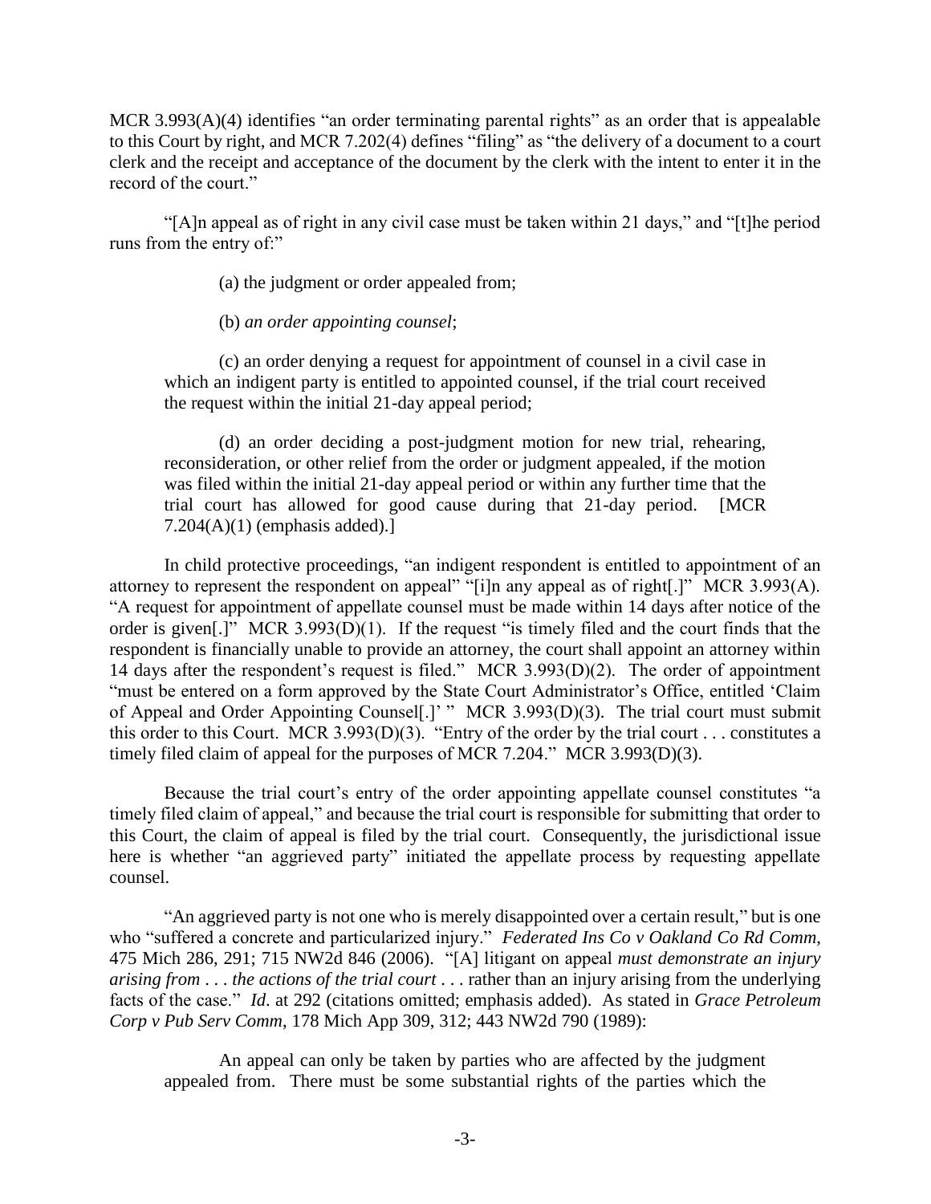MCR 3.993(A)(4) identifies "an order terminating parental rights" as an order that is appealable to this Court by right, and MCR 7.202(4) defines "filing" as "the delivery of a document to a court clerk and the receipt and acceptance of the document by the clerk with the intent to enter it in the record of the court."

"[A]n appeal as of right in any civil case must be taken within 21 days," and "[t]he period runs from the entry of:"

> (a) the judgment or order appealed from;
>
> (b) *an order appointing counsel*;
>
> (c) an order denying a request for appointment of counsel in a civil case in which an indigent party is entitled to appointed counsel, if the trial court received the request within the initial 21-day appeal period;
>
> (d) an order deciding a post-judgment motion for new trial, rehearing, reconsideration, or other relief from the order or judgment appealed, if the motion was filed within the initial 21-day appeal period or within any further time that the trial court has allowed for good cause during that 21-day period. [MCR 7.204(A)(1) (emphasis added).]

In child protective proceedings, "an indigent respondent is entitled to appointment of an attorney to represent the respondent on appeal" "[i]n any appeal as of right[.]" MCR 3.993(A). "A request for appointment of appellate counsel must be made within 14 days after notice of the order is given[.]" MCR 3.993(D)(1). If the request "is timely filed and the court finds that the respondent is financially unable to provide an attorney, the court shall appoint an attorney within 14 days after the respondent's request is filed." MCR 3.993(D)(2). The order of appointment "must be entered on a form approved by the State Court Administrator's Office, entitled 'Claim of Appeal and Order Appointing Counsel[.]' " MCR 3.993(D)(3). The trial court must submit this order to this Court. MCR 3.993(D)(3). "Entry of the order by the trial court . . . constitutes a timely filed claim of appeal for the purposes of MCR 7.204." MCR 3.993(D)(3).

Because the trial court's entry of the order appointing appellate counsel constitutes "a timely filed claim of appeal," and because the trial court is responsible for submitting that order to this Court, the claim of appeal is filed by the trial court. Consequently, the jurisdictional issue here is whether "an aggrieved party" initiated the appellate process by requesting appellate counsel.

"An aggrieved party is not one who is merely disappointed over a certain result," but is one who "suffered a concrete and particularized injury." *Federated Ins Co v Oakland Co Rd Comm*, 475 Mich 286, 291; 715 NW2d 846 (2006). "[A] litigant on appeal *must demonstrate an injury arising from . . . the actions of the trial court* . . . rather than an injury arising from the underlying facts of the case." *Id*. at 292 (citations omitted; emphasis added). As stated in *Grace Petroleum Corp v Pub Serv Comm*, 178 Mich App 309, 312; 443 NW2d 790 (1989):

> An appeal can only be taken by parties who are affected by the judgment appealed from. There must be some substantial rights of the parties which the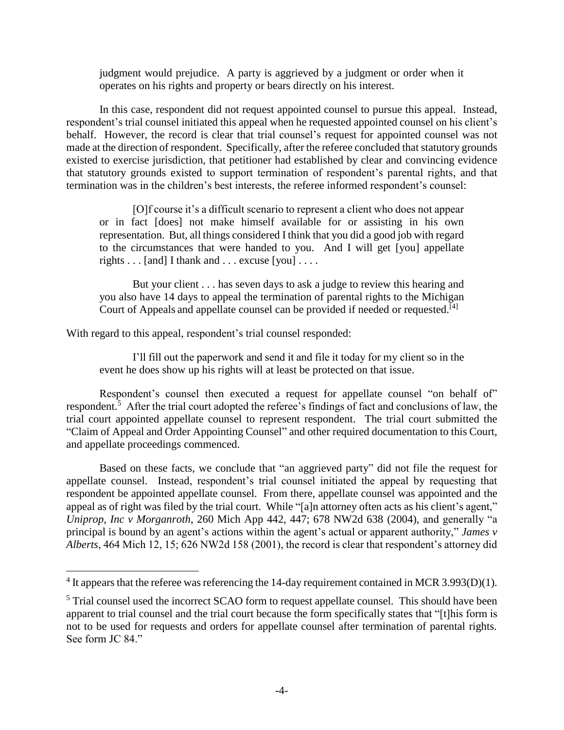judgment would prejudice. A party is aggrieved by a judgment or order when it operates on his rights and property or bears directly on his interest.

In this case, respondent did not request appointed counsel to pursue this appeal. Instead, respondent's trial counsel initiated this appeal when he requested appointed counsel on his client's behalf. However, the record is clear that trial counsel's request for appointed counsel was not made at the direction of respondent. Specifically, after the referee concluded that statutory grounds existed to exercise jurisdiction, that petitioner had established by clear and convincing evidence that statutory grounds existed to support termination of respondent's parental rights, and that termination was in the children's best interests, the referee informed respondent's counsel:

> [O]f course it's a difficult scenario to represent a client who does not appear or in fact [does] not make himself available for or assisting in his own representation. But, all things considered I think that you did a good job with regard to the circumstances that were handed to you. And I will get [you] appellate rights . . . [and] I thank and . . . excuse [you] . . . .
>
> But your client . . . has seven days to ask a judge to review this hearing and you also have 14 days to appeal the termination of parental rights to the Michigan Court of Appeals and appellate counsel can be provided if needed or requested.[4]

With regard to this appeal, respondent's trial counsel responded:

> I'll fill out the paperwork and send it and file it today for my client so in the event he does show up his rights will at least be protected on that issue.

Respondent's counsel then executed a request for appellate counsel "on behalf of" respondent.[5] After the trial court adopted the referee's findings of fact and conclusions of law, the trial court appointed appellate counsel to represent respondent. The trial court submitted the "Claim of Appeal and Order Appointing Counsel" and other required documentation to this Court, and appellate proceedings commenced.

Based on these facts, we conclude that "an aggrieved party" did not file the request for appellate counsel. Instead, respondent's trial counsel initiated the appeal by requesting that respondent be appointed appellate counsel. From there, appellate counsel was appointed and the appeal as of right was filed by the trial court. While "[a]n attorney often acts as his client's agent," *Uniprop, Inc v Morganroth*, 260 Mich App 442, 447; 678 NW2d 638 (2004), and generally "a principal is bound by an agent's actions within the agent's actual or apparent authority," *James v Alberts*, 464 Mich 12, 15; 626 NW2d 158 (2001), the record is clear that respondent's attorney did

---

[4] It appears that the referee was referencing the 14-day requirement contained in MCR 3.993(D)(1).

[5] Trial counsel used the incorrect SCAO form to request appellate counsel. This should have been apparent to trial counsel and the trial court because the form specifically states that "[t]his form is not to be used for requests and orders for appellate counsel after termination of parental rights. See form JC 84."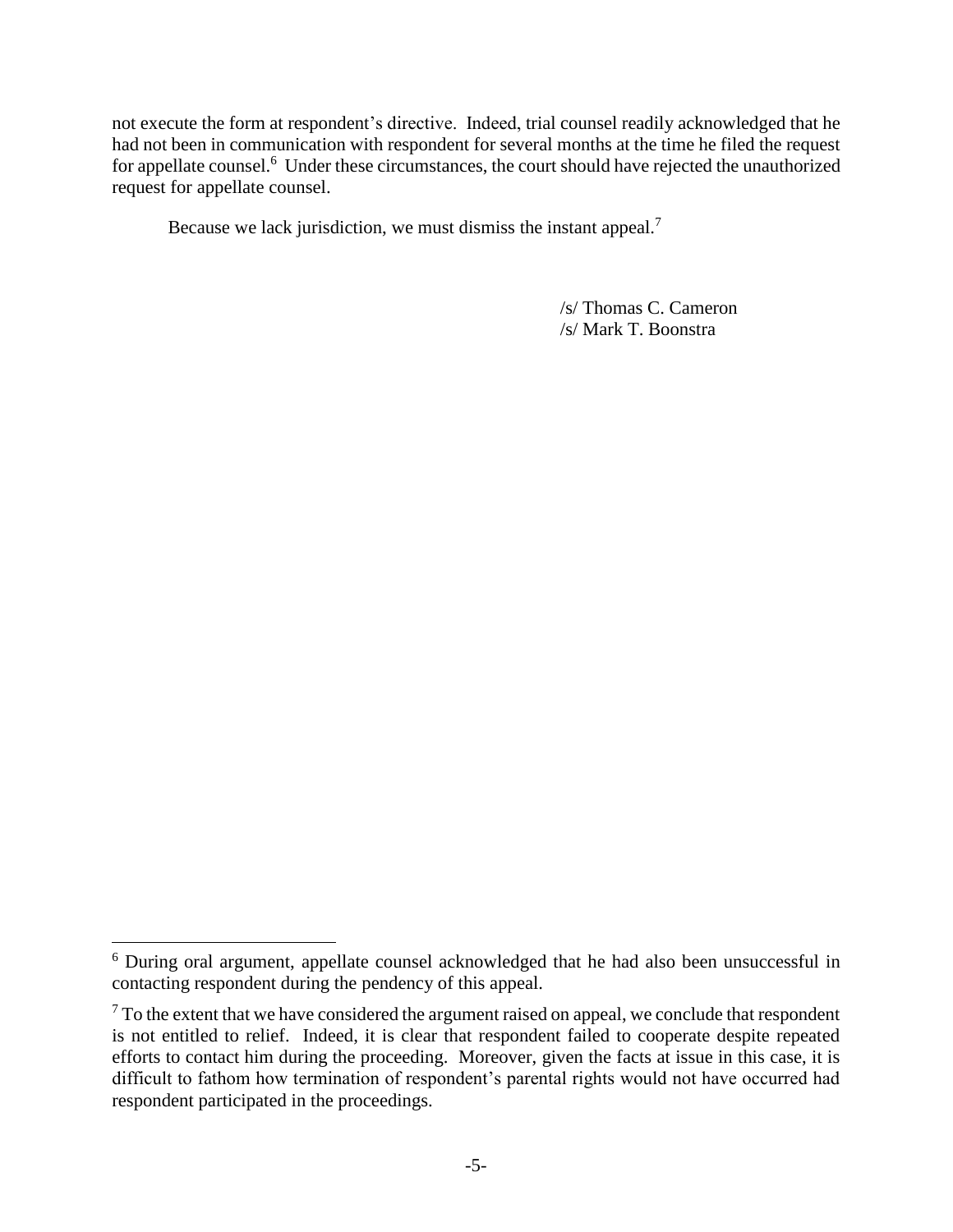not execute the form at respondent's directive. Indeed, trial counsel readily acknowledged that he had not been in communication with respondent for several months at the time he filed the request for appellate counsel.[6] Under these circumstances, the court should have rejected the unauthorized request for appellate counsel.

Because we lack jurisdiction, we must dismiss the instant appeal.[7]

/s/ Thomas C. Cameron
/s/ Mark T. Boonstra

---

[6] During oral argument, appellate counsel acknowledged that he had also been unsuccessful in contacting respondent during the pendency of this appeal.

[7] To the extent that we have considered the argument raised on appeal, we conclude that respondent is not entitled to relief. Indeed, it is clear that respondent failed to cooperate despite repeated efforts to contact him during the proceeding. Moreover, given the facts at issue in this case, it is difficult to fathom how termination of respondent's parental rights would not have occurred had respondent participated in the proceedings.